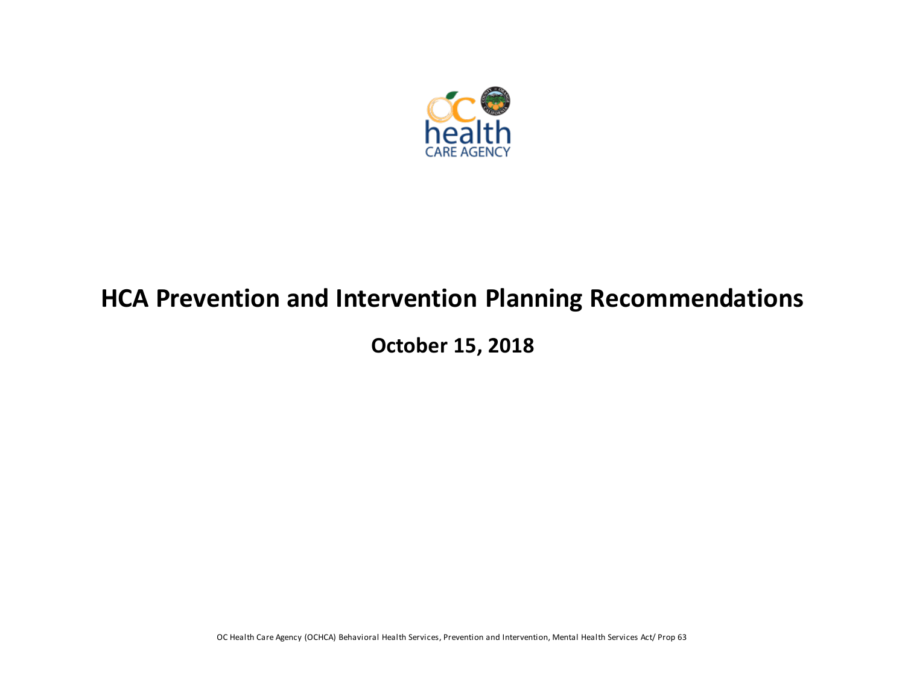# HCA Prevention and Intervention Planning Recommendations

## October 15, 2018

OC Health Care Agency (OCHCA) Behavioral Health Services, Prevention and Intervention, Mental Health Services Act/ Prop 63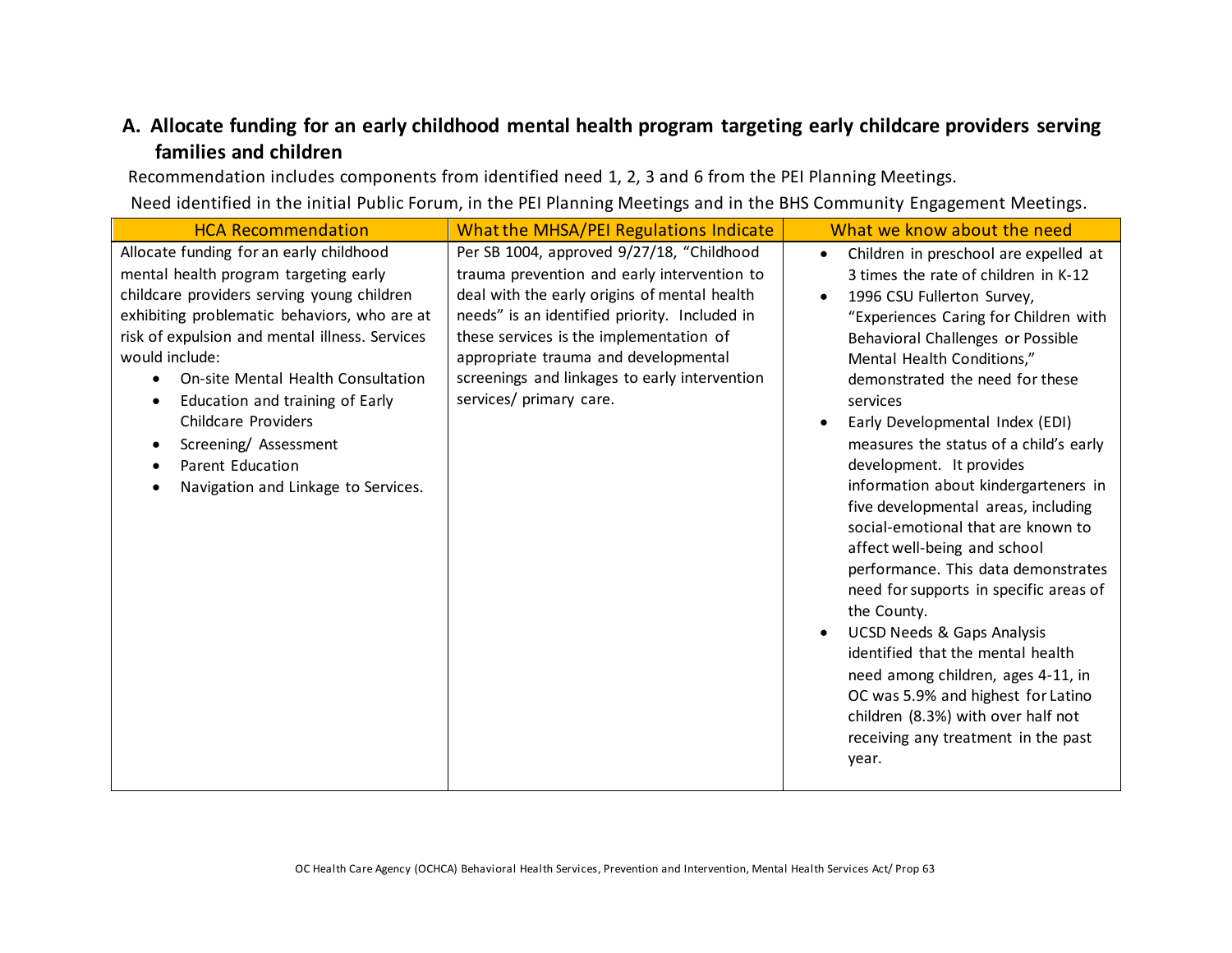## A. Allocate funding for an early childhood mental health program targeting early childcare providers serving families and children

Recommendation includes components from identified need 1, 2, 3 and 6 from the PEI Planning Meetings.

Need identified in the initial Public Forum, in the PEI Planning Meetings and in the BHS Community Engagement Meetings.

| HCA Recommendation | What the MHSA/PEI Regulations Indicate | What we know about the need |
| --- | --- | --- |
| Allocate funding for an early childhood mental health program targeting early childcare providers serving young children exhibiting problematic behaviors, who are at risk of expulsion and mental illness. Services would include:<br>• On-site Mental Health Consultation<br>• Education and training of Early Childcare Providers<br>• Screening/ Assessment<br>• Parent Education<br>• Navigation and Linkage to Services. | Per SB 1004, approved 9/27/18, "Childhood trauma prevention and early intervention to deal with the early origins of mental health needs" is an identified priority. Included in these services is the implementation of appropriate trauma and developmental screenings and linkages to early intervention services/ primary care. | • Children in preschool are expelled at 3 times the rate of children in K-12<br>• 1996 CSU Fullerton Survey, "Experiences Caring for Children with Behavioral Challenges or Possible Mental Health Conditions," demonstrated the need for these services<br>• Early Developmental Index (EDI) measures the status of a child's early development. It provides information about kindergarteners in five developmental areas, including social-emotional that are known to affect well-being and school performance. This data demonstrates need for supports in specific areas of the County.<br>• UCSD Needs & Gaps Analysis identified that the mental health need among children, ages 4-11, in OC was 5.9% and highest for Latino children (8.3%) with over half not receiving any treatment in the past year. |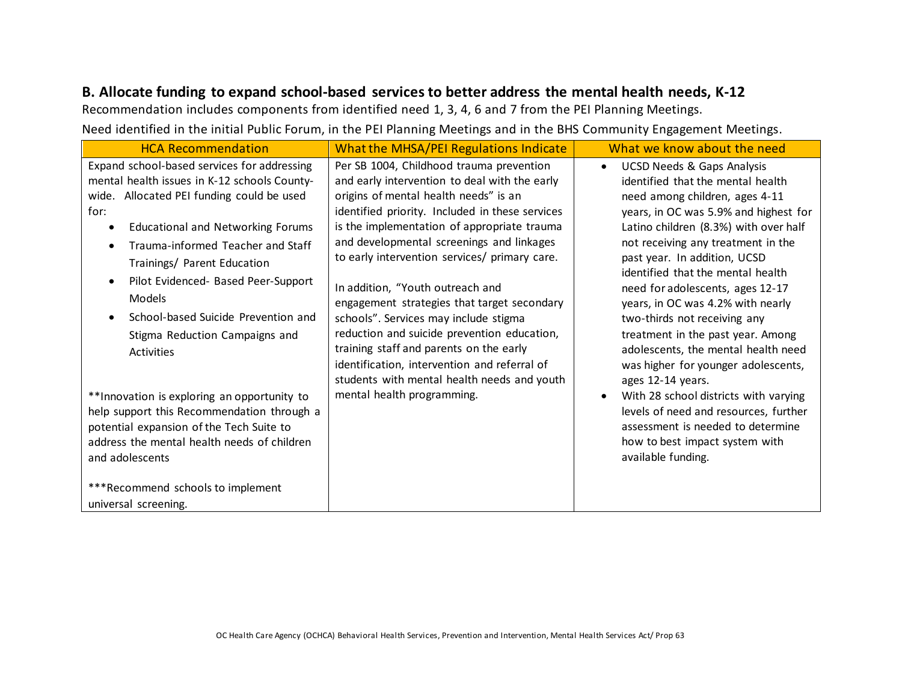## B. Allocate funding to expand school-based services to better address the mental health needs, K-12

Recommendation includes components from identified need 1, 3, 4, 6 and 7 from the PEI Planning Meetings.

Need identified in the initial Public Forum, in the PEI Planning Meetings and in the BHS Community Engagement Meetings.

| HCA Recommendation | What the MHSA/PEI Regulations Indicate | What we know about the need |
|---|---|---|
| Expand school-based services for addressing mental health issues in K-12 schools County-wide. Allocated PEI funding could be used for:<br>• Educational and Networking Forums<br>• Trauma-informed Teacher and Staff Trainings/ Parent Education<br>• Pilot Evidenced- Based Peer-Support Models<br>• School-based Suicide Prevention and Stigma Reduction Campaigns and Activities<br><br>**Innovation is exploring an opportunity to help support this Recommendation through a potential expansion of the Tech Suite to address the mental health needs of children and adolescents<br><br>***Recommend schools to implement universal screening. | Per SB 1004, Childhood trauma prevention and early intervention to deal with the early origins of mental health needs" is an identified priority. Included in these services is the implementation of appropriate trauma and developmental screenings and linkages to early intervention services/ primary care.<br><br>In addition, "Youth outreach and engagement strategies that target secondary schools". Services may include stigma reduction and suicide prevention education, training staff and parents on the early identification, intervention and referral of students with mental health needs and youth mental health programming. | • UCSD Needs & Gaps Analysis identified that the mental health need among children, ages 4-11 years, in OC was 5.9% and highest for Latino children (8.3%) with over half not receiving any treatment in the past year. In addition, UCSD identified that the mental health need for adolescents, ages 12-17 years, in OC was 4.2% with nearly two-thirds not receiving any treatment in the past year. Among adolescents, the mental health need was higher for younger adolescents, ages 12-14 years.<br>• With 28 school districts with varying levels of need and resources, further assessment is needed to determine how to best impact system with available funding. |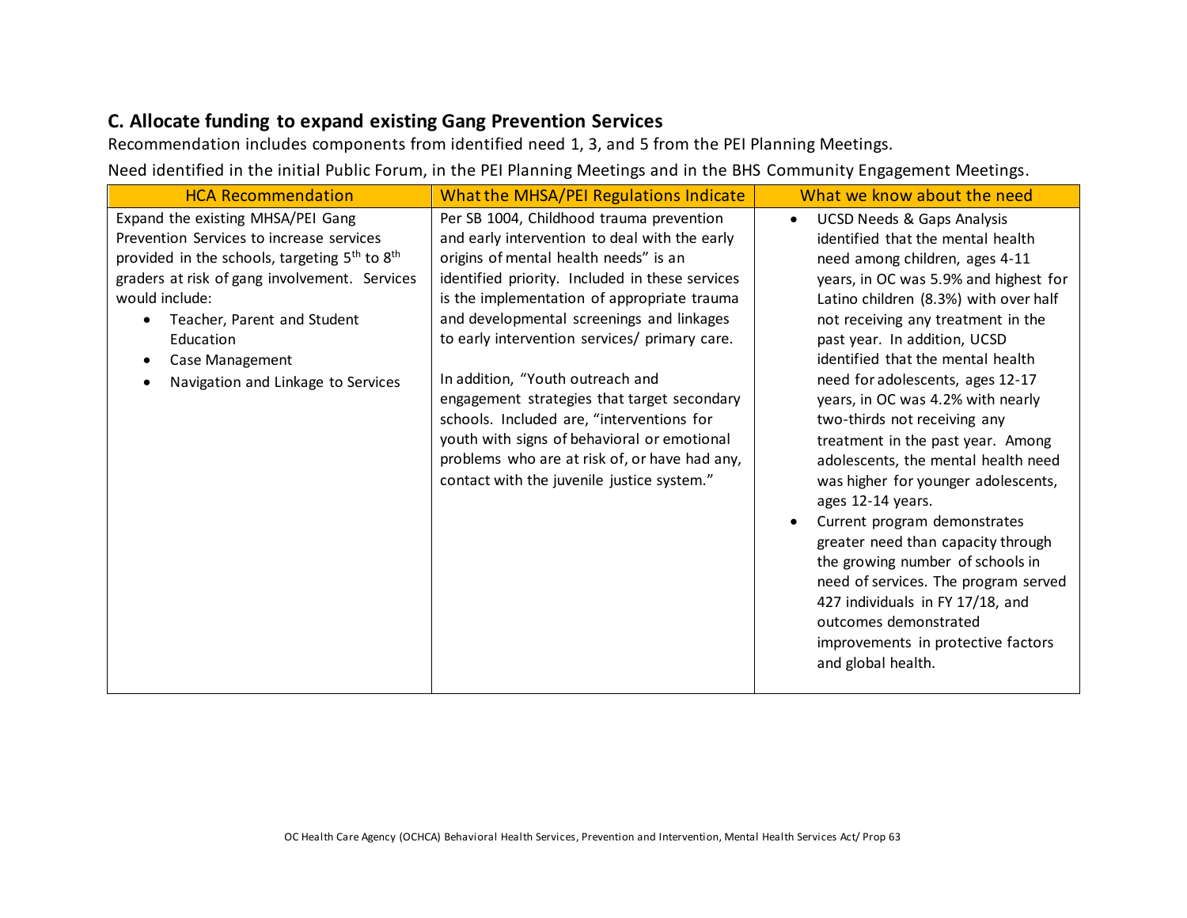## C. Allocate funding to expand existing Gang Prevention Services

Recommendation includes components from identified need 1, 3, and 5 from the PEI Planning Meetings.

Need identified in the initial Public Forum, in the PEI Planning Meetings and in the BHS Community Engagement Meetings.

| HCA Recommendation | What the MHSA/PEI Regulations Indicate | What we know about the need |
|---|---|---|
| Expand the existing MHSA/PEI Gang Prevention Services to increase services provided in the schools, targeting 5th to 8th graders at risk of gang involvement. Services would include:<br>• Teacher, Parent and Student Education<br>• Case Management<br>• Navigation and Linkage to Services | Per SB 1004, Childhood trauma prevention and early intervention to deal with the early origins of mental health needs" is an identified priority. Included in these services is the implementation of appropriate trauma and developmental screenings and linkages to early intervention services/ primary care.<br><br>In addition, "Youth outreach and engagement strategies that target secondary schools. Included are, "interventions for youth with signs of behavioral or emotional problems who are at risk of, or have had any, contact with the juvenile justice system." | • UCSD Needs & Gaps Analysis identified that the mental health need among children, ages 4-11 years, in OC was 5.9% and highest for Latino children (8.3%) with over half not receiving any treatment in the past year. In addition, UCSD identified that the mental health need for adolescents, ages 12-17 years, in OC was 4.2% with nearly two-thirds not receiving any treatment in the past year. Among adolescents, the mental health need was higher for younger adolescents, ages 12-14 years.<br>• Current program demonstrates greater need than capacity through the growing number of schools in need of services. The program served 427 individuals in FY 17/18, and outcomes demonstrated improvements in protective factors and global health. |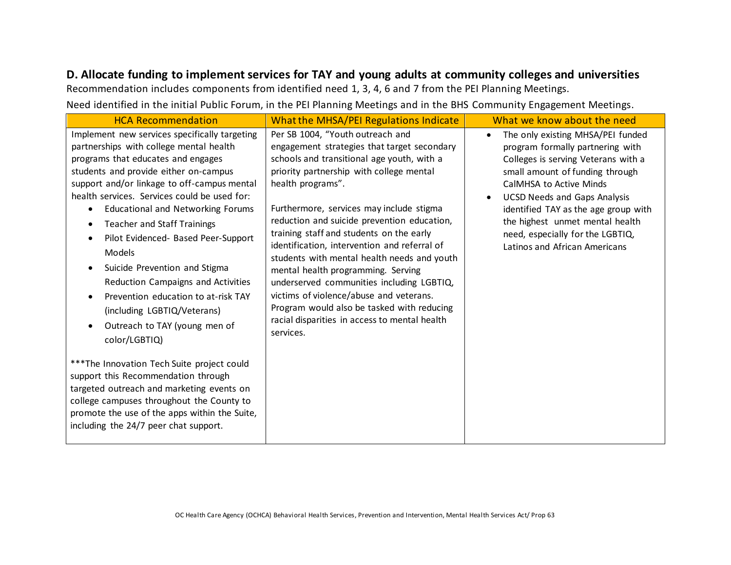## D. Allocate funding to implement services for TAY and young adults at community colleges and universities

Recommendation includes components from identified need 1, 3, 4, 6 and 7 from the PEI Planning Meetings.

Need identified in the initial Public Forum, in the PEI Planning Meetings and in the BHS Community Engagement Meetings.

| HCA Recommendation | What the MHSA/PEI Regulations Indicate | What we know about the need |
|---|---|---|
| Implement new services specifically targeting partnerships with college mental health programs that educates and engages students and provide either on-campus support and/or linkage to off-campus mental health services. Services could be used for:<br>• Educational and Networking Forums<br>• Teacher and Staff Trainings<br>• Pilot Evidenced- Based Peer-Support Models<br>• Suicide Prevention and Stigma Reduction Campaigns and Activities<br>• Prevention education to at-risk TAY (including LGBTIQ/Veterans)<br>• Outreach to TAY (young men of color/LGBTIQ)<br><br>***The Innovation Tech Suite project could support this Recommendation through targeted outreach and marketing events on college campuses throughout the County to promote the use of the apps within the Suite, including the 24/7 peer chat support. | Per SB 1004, "Youth outreach and engagement strategies that target secondary schools and transitional age youth, with a priority partnership with college mental health programs".<br><br>Furthermore, services may include stigma reduction and suicide prevention education, training staff and students on the early identification, intervention and referral of students with mental health needs and youth mental health programming. Serving underserved communities including LGBTIQ, victims of violence/abuse and veterans. Program would also be tasked with reducing racial disparities in access to mental health services. | • The only existing MHSA/PEI funded program formally partnering with Colleges is serving Veterans with a small amount of funding through CalMHSA to Active Minds<br>• UCSD Needs and Gaps Analysis identified TAY as the age group with the highest unmet mental health need, especially for the LGBTIQ, Latinos and African Americans |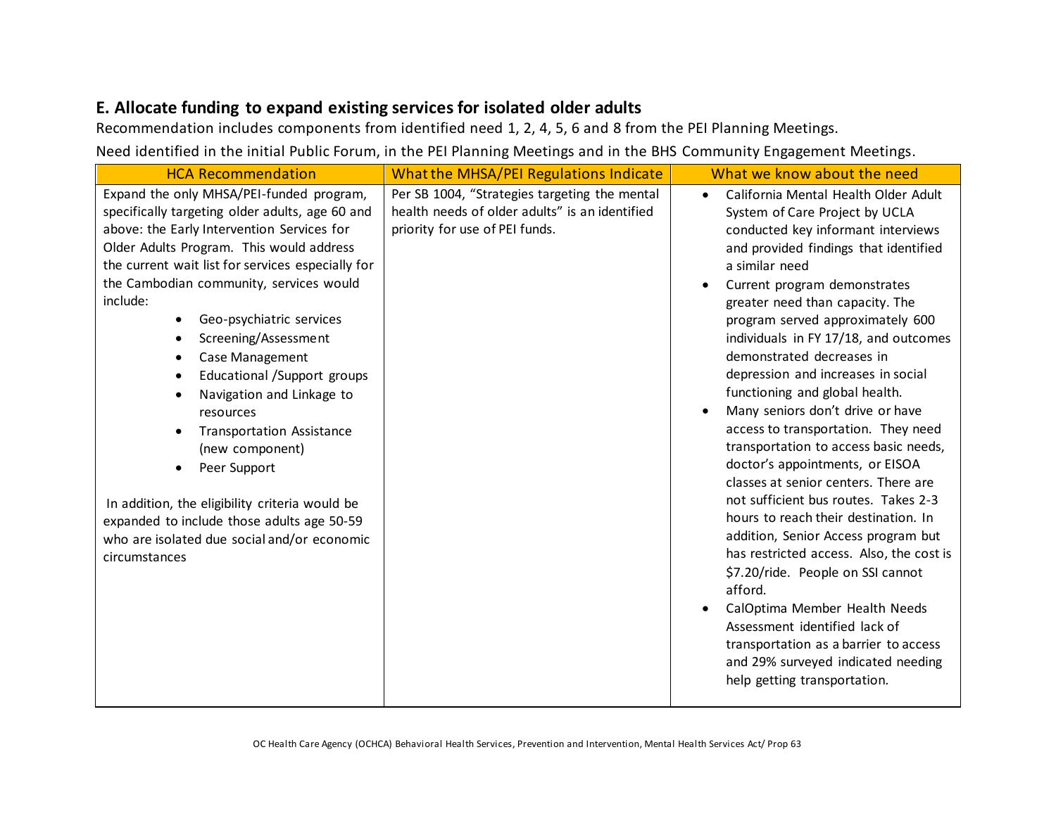## E. Allocate funding to expand existing services for isolated older adults

Recommendation includes components from identified need 1, 2, 4, 5, 6 and 8 from the PEI Planning Meetings.

Need identified in the initial Public Forum, in the PEI Planning Meetings and in the BHS Community Engagement Meetings.

| HCA Recommendation | What the MHSA/PEI Regulations Indicate | What we know about the need |
|---|---|---|
| Expand the only MHSA/PEI-funded program, specifically targeting older adults, age 60 and above: the Early Intervention Services for Older Adults Program. This would address the current wait list for services especially for the Cambodian community, services would include:<br>• Geo-psychiatric services<br>• Screening/Assessment<br>• Case Management<br>• Educational /Support groups<br>• Navigation and Linkage to resources<br>• Transportation Assistance (new component)<br>• Peer Support<br><br>In addition, the eligibility criteria would be expanded to include those adults age 50-59 who are isolated due social and/or economic circumstances | Per SB 1004, "Strategies targeting the mental health needs of older adults" is an identified priority for use of PEI funds. | • California Mental Health Older Adult System of Care Project by UCLA conducted key informant interviews and provided findings that identified a similar need<br>• Current program demonstrates greater need than capacity. The program served approximately 600 individuals in FY 17/18, and outcomes demonstrated decreases in depression and increases in social functioning and global health.<br>• Many seniors don't drive or have access to transportation. They need transportation to access basic needs, doctor's appointments, or EISOA classes at senior centers. There are not sufficient bus routes. Takes 2-3 hours to reach their destination. In addition, Senior Access program but has restricted access. Also, the cost is $7.20/ride. People on SSI cannot afford.<br>• CalOptima Member Health Needs Assessment identified lack of transportation as a barrier to access and 29% surveyed indicated needing help getting transportation. |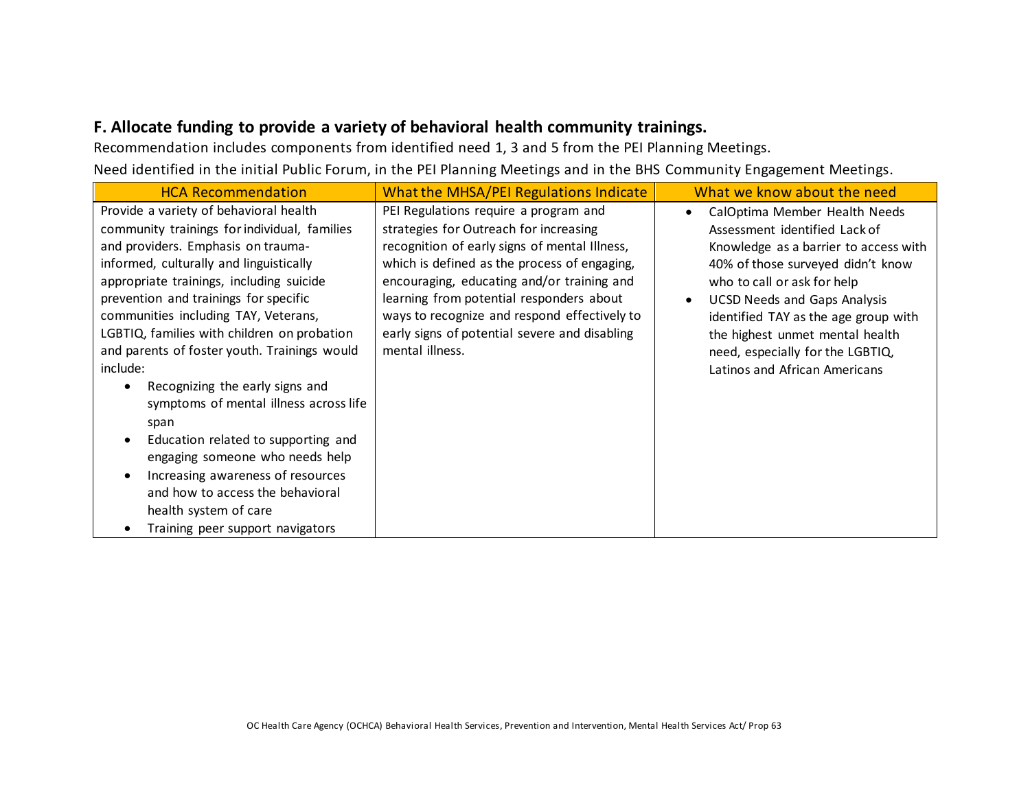## F. Allocate funding to provide a variety of behavioral health community trainings.

Recommendation includes components from identified need 1, 3 and 5 from the PEI Planning Meetings.

Need identified in the initial Public Forum, in the PEI Planning Meetings and in the BHS Community Engagement Meetings.

| HCA Recommendation | What the MHSA/PEI Regulations Indicate | What we know about the need |
|---|---|---|
| Provide a variety of behavioral health community trainings for individual, families and providers. Emphasis on trauma-informed, culturally and linguistically appropriate trainings, including suicide prevention and trainings for specific communities including TAY, Veterans, LGBTIQ, families with children on probation and parents of foster youth. Trainings would include:<br>• Recognizing the early signs and symptoms of mental illness across life span<br>• Education related to supporting and engaging someone who needs help<br>• Increasing awareness of resources and how to access the behavioral health system of care<br>• Training peer support navigators | PEI Regulations require a program and strategies for Outreach for increasing recognition of early signs of mental Illness, which is defined as the process of engaging, encouraging, educating and/or training and learning from potential responders about ways to recognize and respond effectively to early signs of potential severe and disabling mental illness. | • CalOptima Member Health Needs Assessment identified Lack of Knowledge as a barrier to access with 40% of those surveyed didn't know who to call or ask for help<br>• UCSD Needs and Gaps Analysis identified TAY as the age group with the highest unmet mental health need, especially for the LGBTIQ, Latinos and African Americans |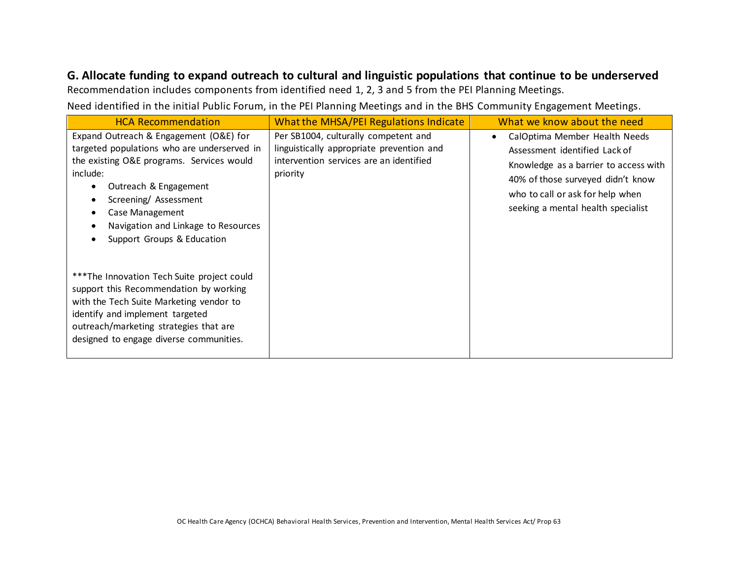## G. Allocate funding to expand outreach to cultural and linguistic populations that continue to be underserved

Recommendation includes components from identified need 1, 2, 3 and 5 from the PEI Planning Meetings.

Need identified in the initial Public Forum, in the PEI Planning Meetings and in the BHS Community Engagement Meetings.

| HCA Recommendation | What the MHSA/PEI Regulations Indicate | What we know about the need |
|---|---|---|
| Expand Outreach & Engagement (O&E) for targeted populations who are underserved in the existing O&E programs. Services would include:<br>• Outreach & Engagement<br>• Screening/ Assessment<br>• Case Management<br>• Navigation and Linkage to Resources<br>• Support Groups & Education<br><br>***The Innovation Tech Suite project could support this Recommendation by working with the Tech Suite Marketing vendor to identify and implement targeted outreach/marketing strategies that are designed to engage diverse communities. | Per SB1004, culturally competent and linguistically appropriate prevention and intervention services are an identified priority | • CalOptima Member Health Needs Assessment identified Lack of Knowledge as a barrier to access with 40% of those surveyed didn't know who to call or ask for help when seeking a mental health specialist |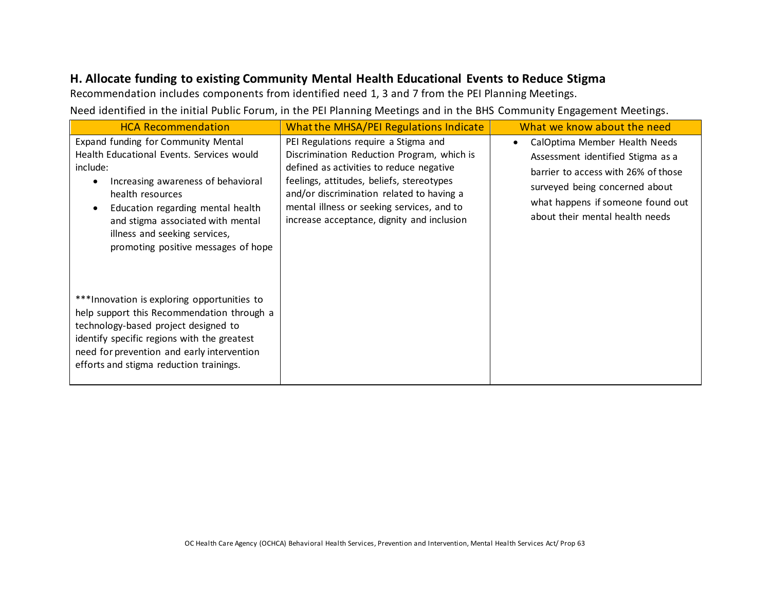## H. Allocate funding to existing Community Mental Health Educational Events to Reduce Stigma

Recommendation includes components from identified need 1, 3 and 7 from the PEI Planning Meetings.

Need identified in the initial Public Forum, in the PEI Planning Meetings and in the BHS Community Engagement Meetings.

| HCA Recommendation | What the MHSA/PEI Regulations Indicate | What we know about the need |
|---|---|---|
| Expand funding for Community Mental Health Educational Events. Services would include:<br>• Increasing awareness of behavioral health resources<br>• Education regarding mental health and stigma associated with mental illness and seeking services, promoting positive messages of hope<br><br>***Innovation is exploring opportunities to help support this Recommendation through a technology-based project designed to identify specific regions with the greatest need for prevention and early intervention efforts and stigma reduction trainings. | PEI Regulations require a Stigma and Discrimination Reduction Program, which is defined as activities to reduce negative feelings, attitudes, beliefs, stereotypes and/or discrimination related to having a mental illness or seeking services, and to increase acceptance, dignity and inclusion | • CalOptima Member Health Needs Assessment identified Stigma as a barrier to access with 26% of those surveyed being concerned about what happens if someone found out about their mental health needs |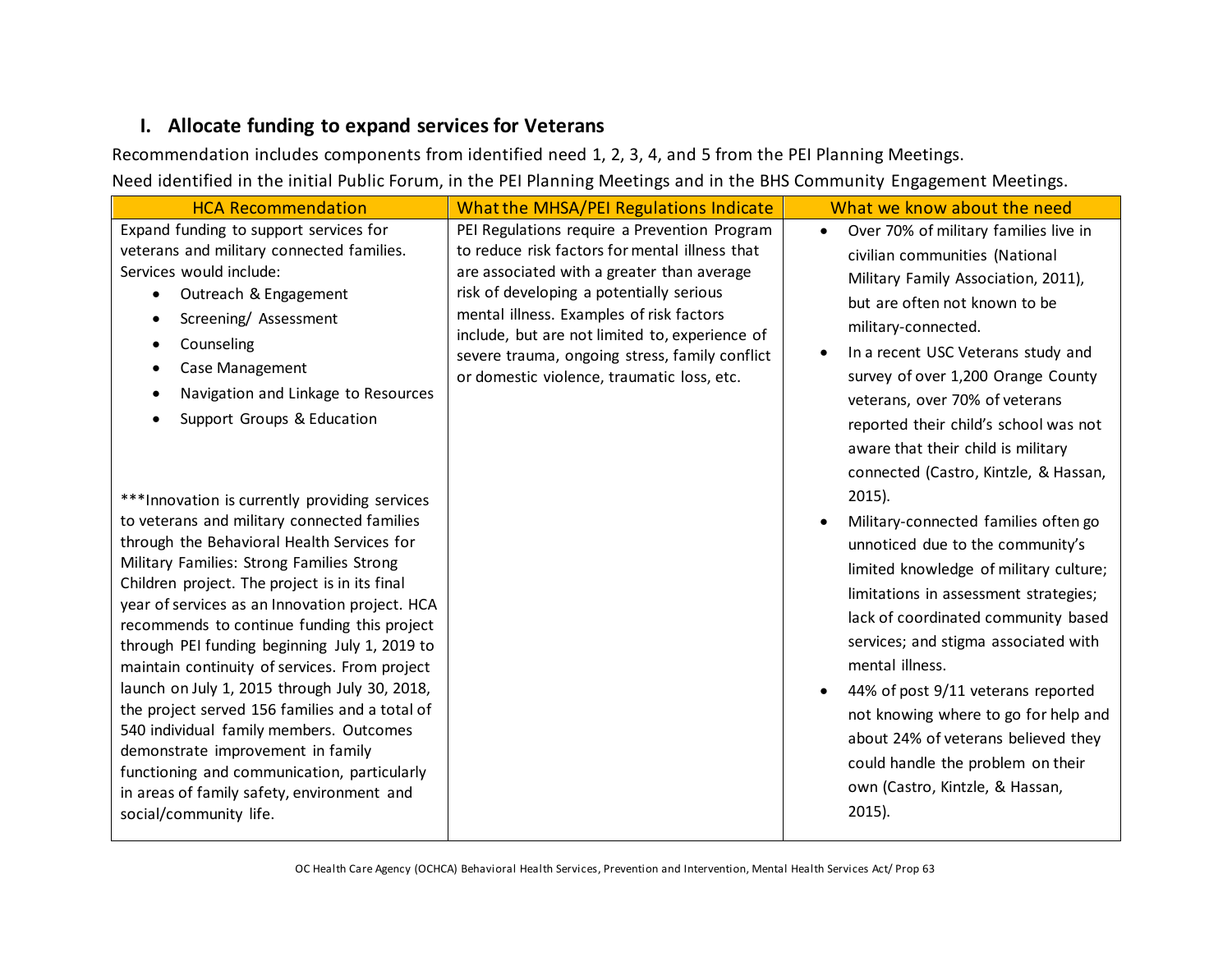## I. Allocate funding to expand services for Veterans

Recommendation includes components from identified need 1, 2, 3, 4, and 5 from the PEI Planning Meetings.

Need identified in the initial Public Forum, in the PEI Planning Meetings and in the BHS Community Engagement Meetings.

| HCA Recommendation | What the MHSA/PEI Regulations Indicate | What we know about the need |
|---|---|---|
| Expand funding to support services for veterans and military connected families. Services would include:<br>• Outreach & Engagement<br>• Screening/ Assessment<br>• Counseling<br>• Case Management<br>• Navigation and Linkage to Resources<br>• Support Groups & Education<br><br>***Innovation is currently providing services to veterans and military connected families through the Behavioral Health Services for Military Families: Strong Families Strong Children project. The project is in its final year of services as an Innovation project. HCA recommends to continue funding this project through PEI funding beginning July 1, 2019 to maintain continuity of services. From project launch on July 1, 2015 through July 30, 2018, the project served 156 families and a total of 540 individual family members. Outcomes demonstrate improvement in family functioning and communication, particularly in areas of family safety, environment and social/community life. | PEI Regulations require a Prevention Program to reduce risk factors for mental illness that are associated with a greater than average risk of developing a potentially serious mental illness. Examples of risk factors include, but are not limited to, experience of severe trauma, ongoing stress, family conflict or domestic violence, traumatic loss, etc. | • Over 70% of military families live in civilian communities (National Military Family Association, 2011), but are often not known to be military-connected.<br>• In a recent USC Veterans study and survey of over 1,200 Orange County veterans, over 70% of veterans reported their child's school was not aware that their child is military connected (Castro, Kintzle, & Hassan, 2015).<br>• Military-connected families often go unnoticed due to the community's limited knowledge of military culture; limitations in assessment strategies; lack of coordinated community based services; and stigma associated with mental illness.<br>• 44% of post 9/11 veterans reported not knowing where to go for help and about 24% of veterans believed they could handle the problem on their own (Castro, Kintzle, & Hassan, 2015). |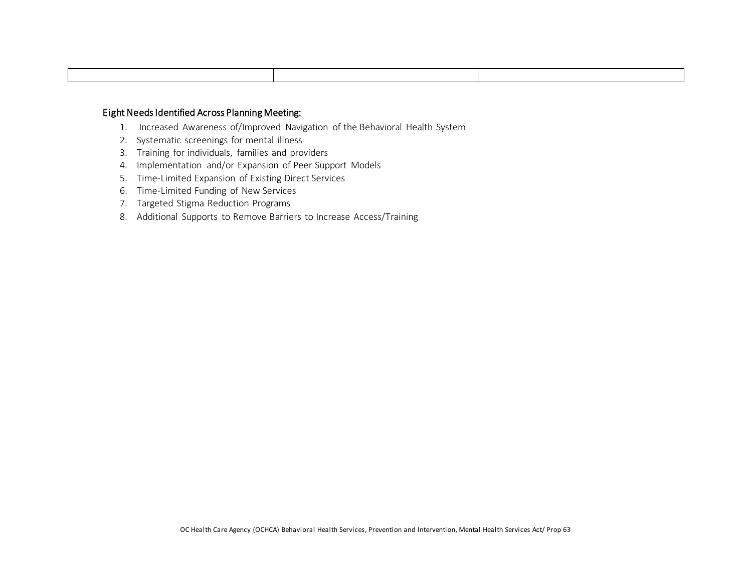| | | |
|---|---|---|
| | | |

**Eight Needs Identified Across Planning Meeting:**

1. Increased Awareness of/Improved Navigation of the Behavioral Health System
2. Systematic screenings for mental illness
3. Training for individuals, families and providers
4. Implementation and/or Expansion of Peer Support Models
5. Time-Limited Expansion of Existing Direct Services
6. Time-Limited Funding of New Services
7. Targeted Stigma Reduction Programs
8. Additional Supports to Remove Barriers to Increase Access/Training